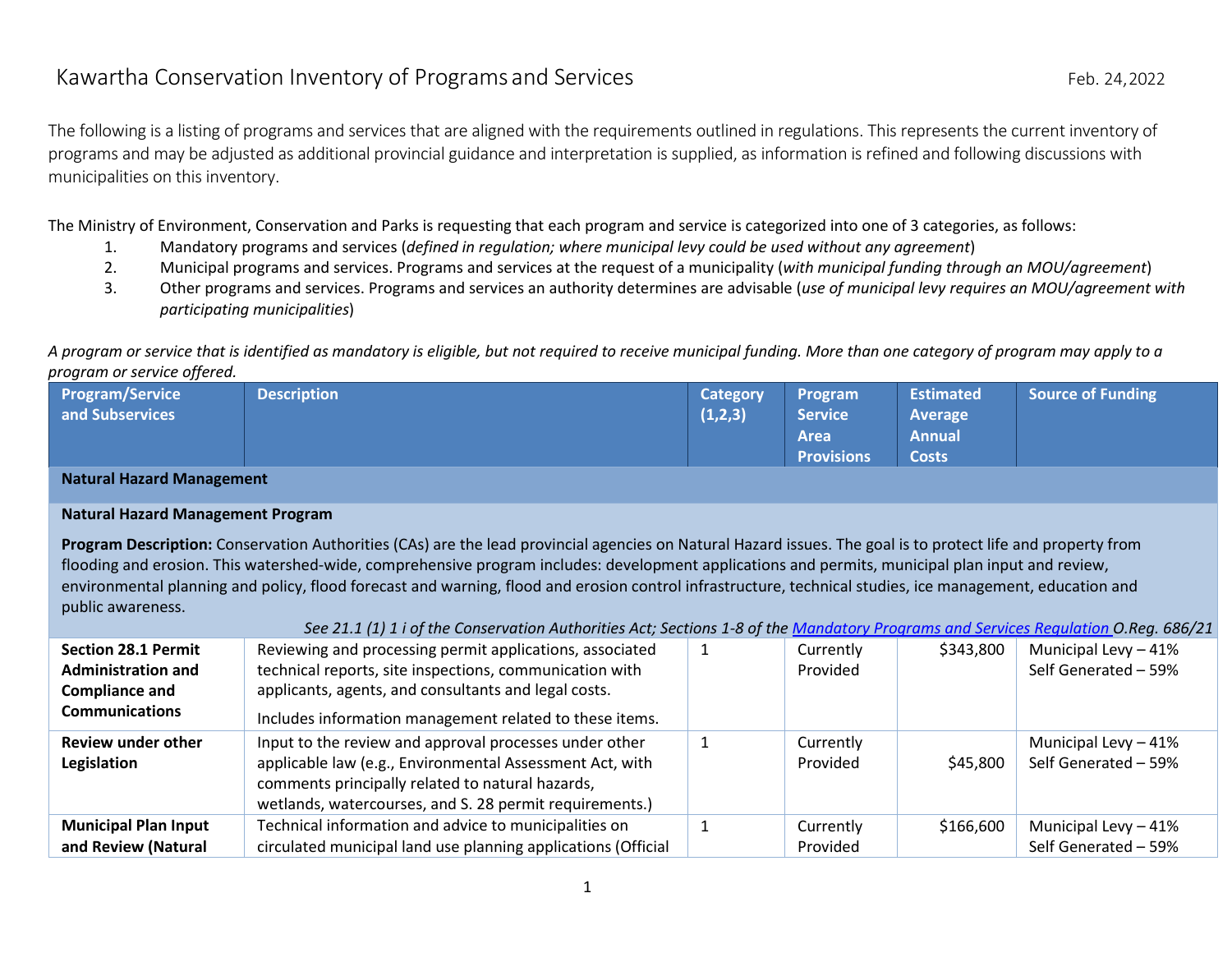# Kawartha Conservation Inventory of Programs and Services

Feb. 24, 2022

The following is a listing of programs and services that are aligned with the requirements outlined in regulations. This represents the current inventory of programs and may be adjusted as additional provincial guidance and interpretation is supplied, as information is refined and following discussions with municipalities on this inventory.

The Ministry of Environment, Conservation and Parks is requesting that each program and service is categorized into one of 3 categories, as follows:

1. Mandatory programs and services (*defined in regulation; where municipal levy could be used without any agreement*)
2. Municipal programs and services. Programs and services at the request of a municipality (*with municipal funding through an MOU/agreement*)
3. Other programs and services. Programs and services an authority determines are advisable (*use of municipal levy requires an MOU/agreement with participating municipalities*)

*A program or service that is identified as mandatory is eligible, but not required to receive municipal funding. More than one category of program may apply to a program or service offered.*

| Program/Service and Subservices | Description | Category (1,2,3) | Program Service Area Provisions | Estimated Average Annual Costs | Source of Funding |
|---|---|---|---|---|---|
| **Natural Hazard Management** | | | | | |
| **Natural Hazard Management Program**<br><br>**Program Description:** Conservation Authorities (CAs) are the lead provincial agencies on Natural Hazard issues. The goal is to protect life and property from flooding and erosion. This watershed-wide, comprehensive program includes: development applications and permits, municipal plan input and review, environmental planning and policy, flood forecast and warning, flood and erosion control infrastructure, technical studies, ice management, education and public awareness.<br><br>*See 21.1 (1) 1 i of the Conservation Authorities Act; Sections 1-8 of the Mandatory Programs and Services Regulation O.Reg. 686/21* | | | | | |
| **Section 28.1 Permit Administration and Compliance and Communications** | Reviewing and processing permit applications, associated technical reports, site inspections, communication with applicants, agents, and consultants and legal costs.<br><br>Includes information management related to these items. | 1 | Currently Provided | $343,800 | Municipal Levy – 41%<br>Self Generated – 59% |
| **Review under other Legislation** | Input to the review and approval processes under other applicable law (e.g., Environmental Assessment Act, with comments principally related to natural hazards, wetlands, watercourses, and S. 28 permit requirements.) | 1 | Currently Provided | $45,800 | Municipal Levy – 41%<br>Self Generated – 59% |
| **Municipal Plan Input and Review (Natural** | Technical information and advice to municipalities on circulated municipal land use planning applications (Official | 1 | Currently Provided | $166,600 | Municipal Levy – 41%<br>Self Generated – 59% |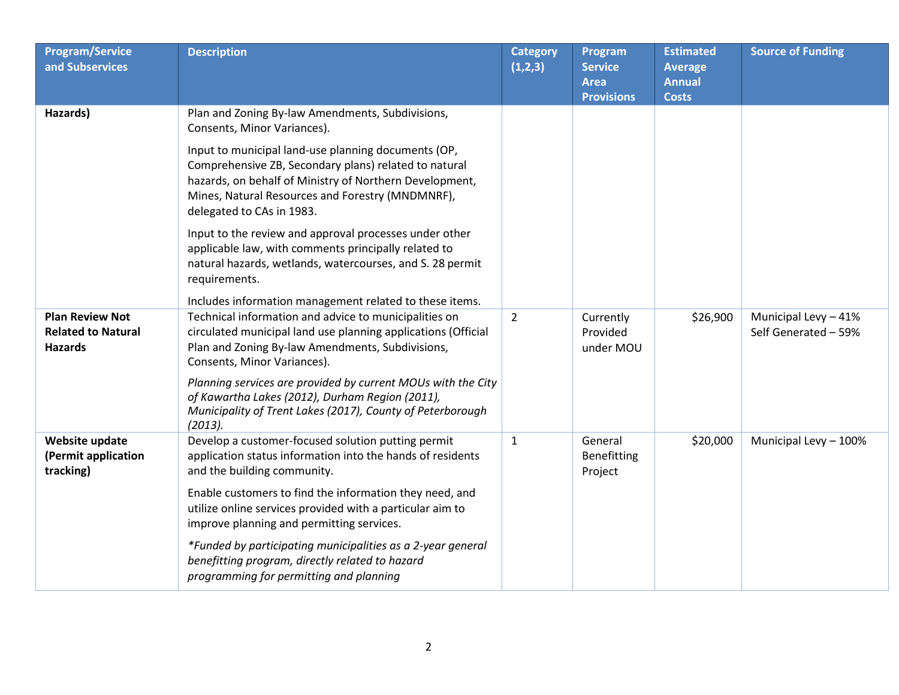| Program/Service and Subservices | Description | Category (1,2,3) | Program Service Area Provisions | Estimated Average Annual Costs | Source of Funding |
|---|---|---|---|---|---|
| **Hazards)** | Plan and Zoning By-law Amendments, Subdivisions, Consents, Minor Variances).<br><br>Input to municipal land-use planning documents (OP, Comprehensive ZB, Secondary plans) related to natural hazards, on behalf of Ministry of Northern Development, Mines, Natural Resources and Forestry (MNDMNRF), delegated to CAs in 1983.<br><br>Input to the review and approval processes under other applicable law, with comments principally related to natural hazards, wetlands, watercourses, and S. 28 permit requirements.<br><br>Includes information management related to these items. | | | | |
| **Plan Review Not Related to Natural Hazards** | Technical information and advice to municipalities on circulated municipal land use planning applications (Official Plan and Zoning By-law Amendments, Subdivisions, Consents, Minor Variances).<br><br>*Planning services are provided by current MOUs with the City of Kawartha Lakes (2012), Durham Region (2011), Municipality of Trent Lakes (2017), County of Peterborough (2013).* | 2 | Currently Provided under MOU | $26,900 | Municipal Levy – 41%<br>Self Generated – 59% |
| **Website update (Permit application tracking)** | Develop a customer-focused solution putting permit application status information into the hands of residents and the building community.<br><br>Enable customers to find the information they need, and utilize online services provided with a particular aim to improve planning and permitting services.<br><br>**Funded by participating municipalities as a 2-year general benefitting program, directly related to hazard programming for permitting and planning* | 1 | General Benefitting Project | $20,000 | Municipal Levy – 100% |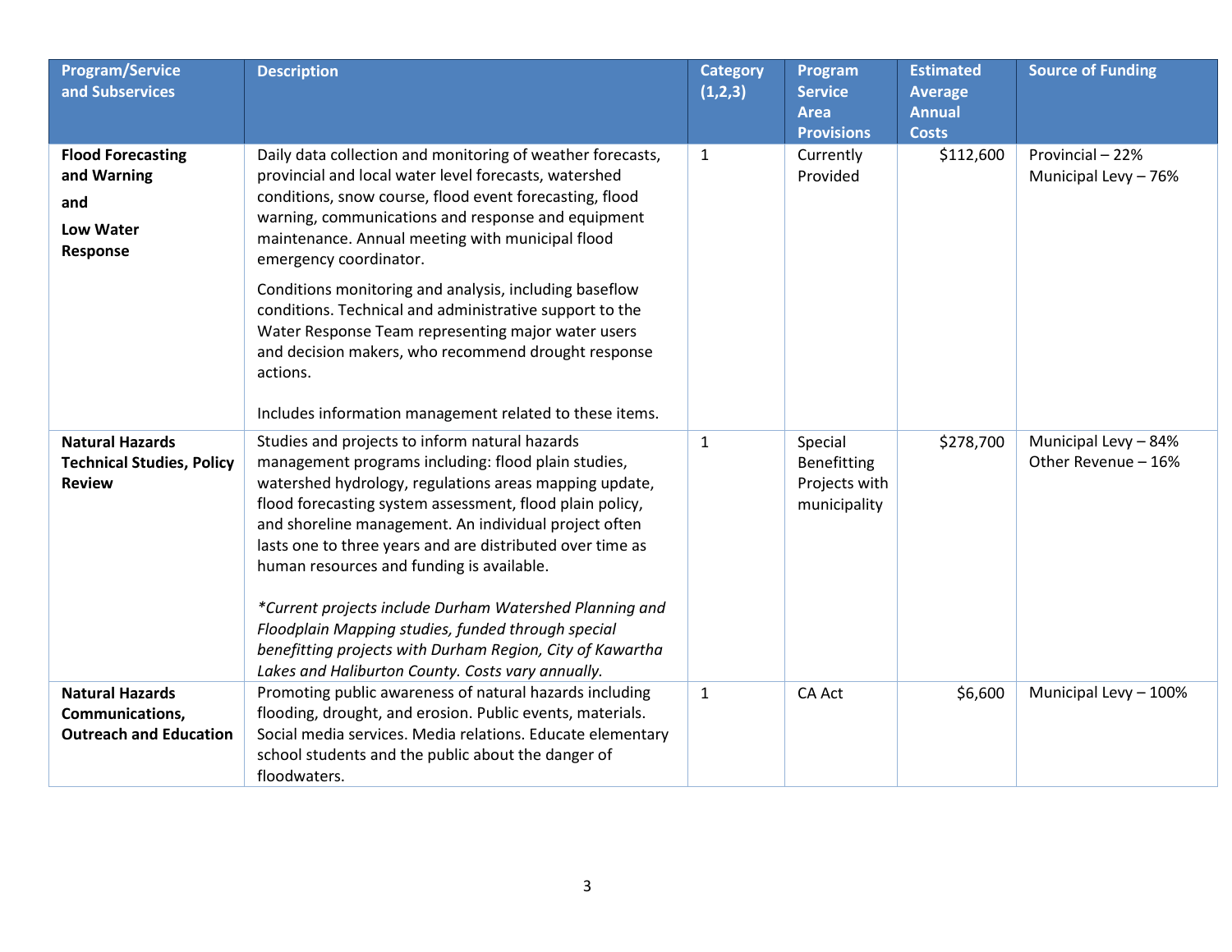| Program/Service and Subservices | Description | Category (1,2,3) | Program Service Area Provisions | Estimated Average Annual Costs | Source of Funding |
|---|---|---|---|---|---|
| **Flood Forecasting and Warning and Low Water Response** | Daily data collection and monitoring of weather forecasts, provincial and local water level forecasts, watershed conditions, snow course, flood event forecasting, flood warning, communications and response and equipment maintenance. Annual meeting with municipal flood emergency coordinator.<br><br>Conditions monitoring and analysis, including baseflow conditions. Technical and administrative support to the Water Response Team representing major water users and decision makers, who recommend drought response actions.<br><br>Includes information management related to these items. | 1 | Currently Provided | $112,600 | Provincial – 22%<br>Municipal Levy – 76% |
| **Natural Hazards Technical Studies, Policy Review** | Studies and projects to inform natural hazards management programs including: flood plain studies, watershed hydrology, regulations areas mapping update, flood forecasting system assessment, flood plain policy, and shoreline management. An individual project often lasts one to three years and are distributed over time as human resources and funding is available.<br><br>*\*Current projects include Durham Watershed Planning and Floodplain Mapping studies, funded through special benefitting projects with Durham Region, City of Kawartha Lakes and Haliburton County. Costs vary annually.* | 1 | Special Benefitting Projects with municipality | $278,700 | Municipal Levy – 84%<br>Other Revenue – 16% |
| **Natural Hazards Communications, Outreach and Education** | Promoting public awareness of natural hazards including flooding, drought, and erosion. Public events, materials. Social media services. Media relations. Educate elementary school students and the public about the danger of floodwaters. | 1 | CA Act | $6,600 | Municipal Levy – 100% |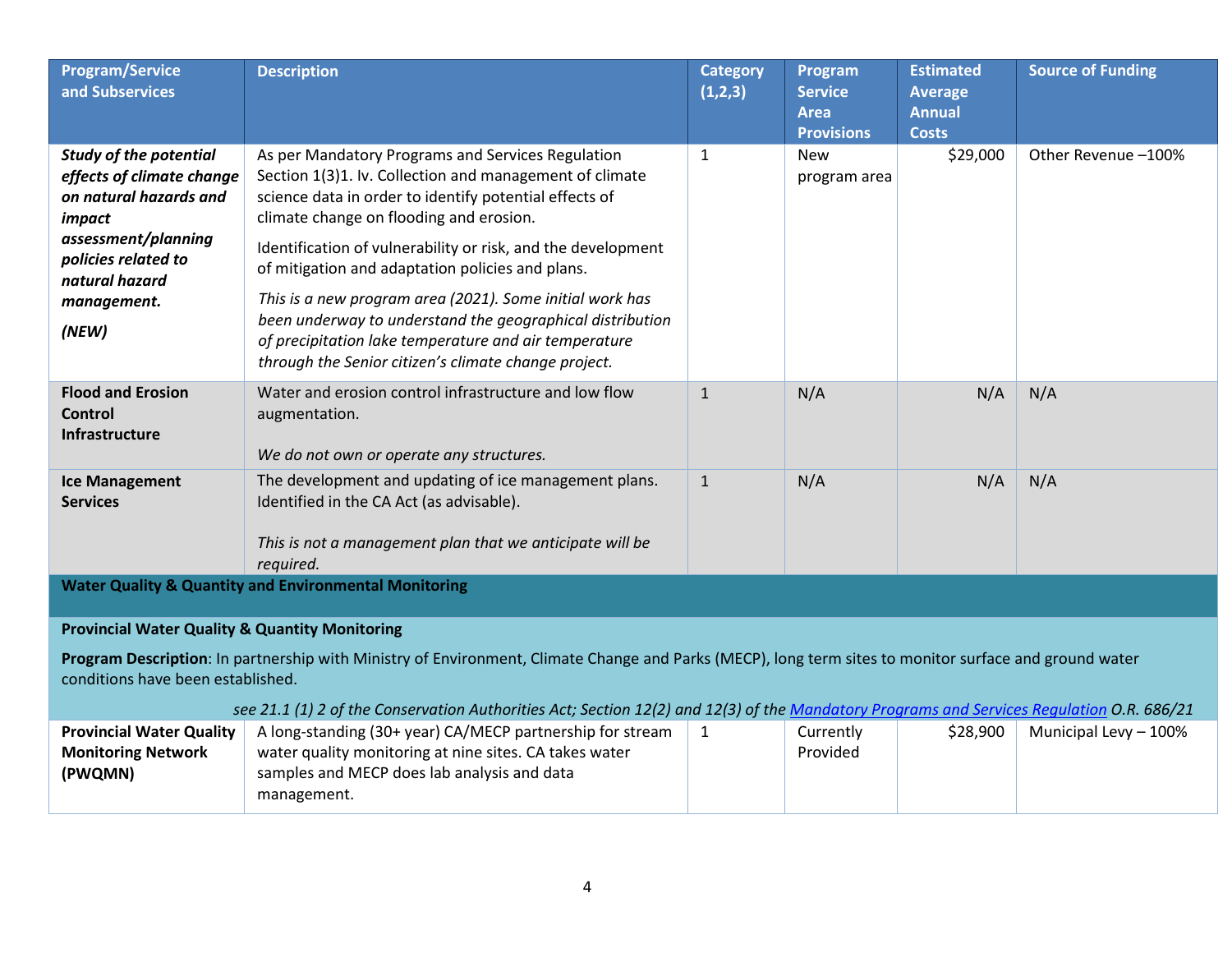| Program/Service and Subservices | Description | Category (1,2,3) | Program Service Area Provisions | Estimated Average Annual Costs | Source of Funding |
|---|---|---|---|---|---|
| ***Study of the potential effects of climate change on natural hazards and impact assessment/planning policies related to natural hazard management.*** ***(NEW)*** | As per Mandatory Programs and Services Regulation Section 1(3)1. Iv. Collection and management of climate science data in order to identify potential effects of climate change on flooding and erosion. Identification of vulnerability or risk, and the development of mitigation and adaptation policies and plans. *This is a new program area (2021). Some initial work has been underway to understand the geographical distribution of precipitation lake temperature and air temperature through the Senior citizen's climate change project.* | 1 | New program area | $29,000 | Other Revenue –100% |
| **Flood and Erosion Control Infrastructure** | Water and erosion control infrastructure and low flow augmentation. *We do not own or operate any structures.* | 1 | N/A | N/A | N/A |
| **Ice Management Services** | The development and updating of ice management plans. Identified in the CA Act (as advisable). *This is not a management plan that we anticipate will be required.* | 1 | N/A | N/A | N/A |
| **Water Quality & Quantity and Environmental Monitoring** | | | | | |
| **Provincial Water Quality & Quantity Monitoring** **Program Description**: In partnership with Ministry of Environment, Climate Change and Parks (MECP), long term sites to monitor surface and ground water conditions have been established. *see 21.1 (1) 2 of the Conservation Authorities Act; Section 12(2) and 12(3) of the [Mandatory Programs and Services Regulation](#) O.R. 686/21* | | | | | |
| **Provincial Water Quality Monitoring Network (PWQMN)** | A long-standing (30+ year) CA/MECP partnership for stream water quality monitoring at nine sites. CA takes water samples and MECP does lab analysis and data management. | 1 | Currently Provided | $28,900 | Municipal Levy – 100% |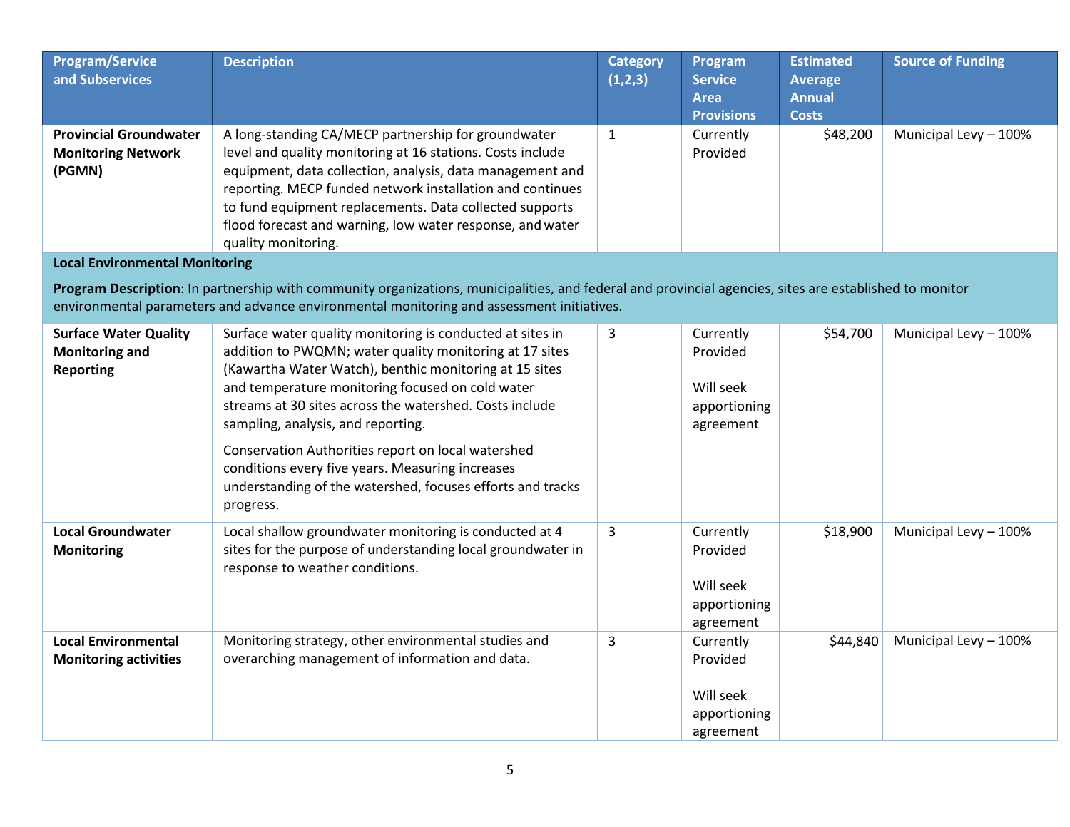| Program/Service and Subservices | Description | Category (1,2,3) | Program Service Area Provisions | Estimated Average Annual Costs | Source of Funding |
|---|---|---|---|---|---|
| **Provincial Groundwater Monitoring Network (PGMN)** | A long-standing CA/MECP partnership for groundwater level and quality monitoring at 16 stations. Costs include equipment, data collection, analysis, data management and reporting. MECP funded network installation and continues to fund equipment replacements. Data collected supports flood forecast and warning, low water response, and water quality monitoring. | 1 | Currently Provided | $48,200 | Municipal Levy – 100% |
| **Local Environmental Monitoring**<br><br>**Program Description**: In partnership with community organizations, municipalities, and federal and provincial agencies, sites are established to monitor environmental parameters and advance environmental monitoring and assessment initiatives. | | | | | |
| **Surface Water Quality Monitoring and Reporting** | Surface water quality monitoring is conducted at sites in addition to PWQMN; water quality monitoring at 17 sites (Kawartha Water Watch), benthic monitoring at 15 sites and temperature monitoring focused on cold water streams at 30 sites across the watershed. Costs include sampling, analysis, and reporting.<br><br>Conservation Authorities report on local watershed conditions every five years. Measuring increases understanding of the watershed, focuses efforts and tracks progress. | 3 | Currently Provided<br><br>Will seek apportioning agreement | $54,700 | Municipal Levy – 100% |
| **Local Groundwater Monitoring** | Local shallow groundwater monitoring is conducted at 4 sites for the purpose of understanding local groundwater in response to weather conditions. | 3 | Currently Provided<br><br>Will seek apportioning agreement | $18,900 | Municipal Levy – 100% |
| **Local Environmental Monitoring activities** | Monitoring strategy, other environmental studies and overarching management of information and data. | 3 | Currently Provided<br><br>Will seek apportioning agreement | $44,840 | Municipal Levy – 100% |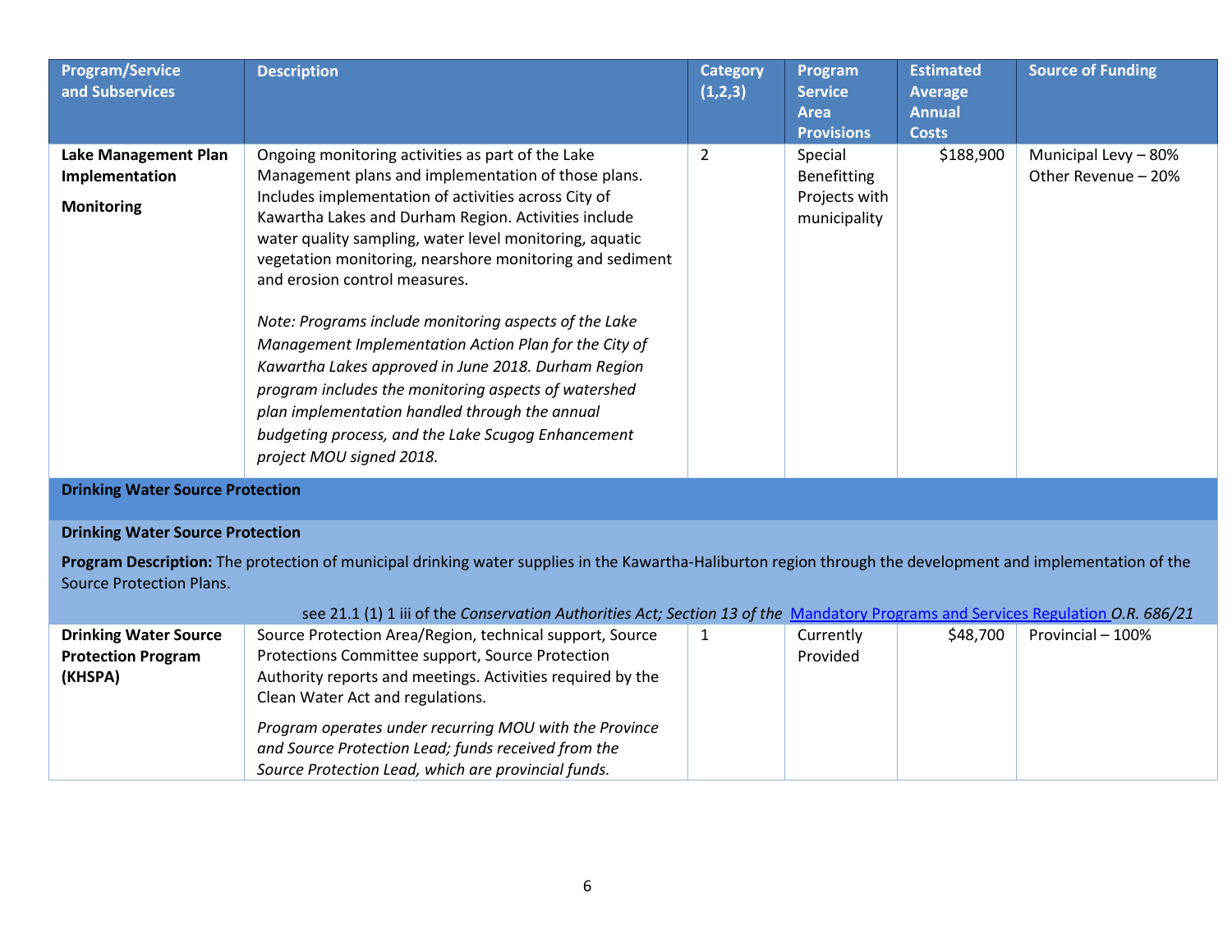| Program/Service and Subservices | Description | Category (1,2,3) | Program Service Area Provisions | Estimated Average Annual Costs | Source of Funding |
|---|---|---|---|---|---|
| **Lake Management Plan Implementation**<br><br>**Monitoring** | Ongoing monitoring activities as part of the Lake Management plans and implementation of those plans. Includes implementation of activities across City of Kawartha Lakes and Durham Region. Activities include water quality sampling, water level monitoring, aquatic vegetation monitoring, nearshore monitoring and sediment and erosion control measures.<br><br>*Note: Programs include monitoring aspects of the Lake Management Implementation Action Plan for the City of Kawartha Lakes approved in June 2018. Durham Region program includes the monitoring aspects of watershed plan implementation handled through the annual budgeting process, and the Lake Scugog Enhancement project MOU signed 2018.* | 2 | Special Benefitting Projects with municipality | $188,900 | Municipal Levy – 80%<br>Other Revenue – 20% |
| **Drinking Water Source Protection** | | | | | |
| **Drinking Water Source Protection**<br><br>**Program Description:** The protection of municipal drinking water supplies in the Kawartha-Haliburton region through the development and implementation of the Source Protection Plans.<br><br>see 21.1 (1) 1 iii of the *Conservation Authorities Act; Section 13 of the* Mandatory Programs and Services Regulation *O.R. 686/21* | | | | | |
| **Drinking Water Source Protection Program (KHSPA)** | Source Protection Area/Region, technical support, Source Protections Committee support, Source Protection Authority reports and meetings. Activities required by the Clean Water Act and regulations.<br><br>*Program operates under recurring MOU with the Province and Source Protection Lead; funds received from the Source Protection Lead, which are provincial funds.* | 1 | Currently Provided | $48,700 | Provincial – 100% |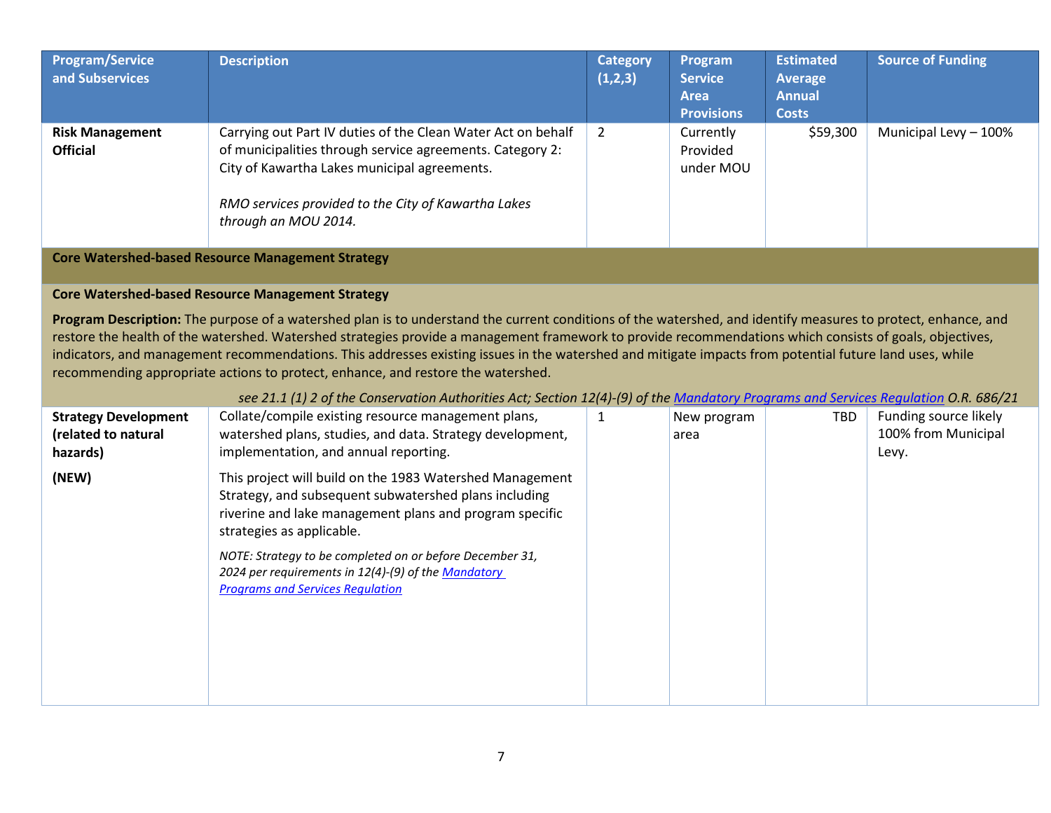| Program/Service and Subservices | Description | Category (1,2,3) | Program Service Area Provisions | Estimated Average Annual Costs | Source of Funding |
|---|---|---|---|---|---|
| **Risk Management Official** | Carrying out Part IV duties of the Clean Water Act on behalf of municipalities through service agreements. Category 2: City of Kawartha Lakes municipal agreements.<br><br>*RMO services provided to the City of Kawartha Lakes through an MOU 2014.* | 2 | Currently Provided under MOU | $59,300 | Municipal Levy – 100% |
| **Core Watershed-based Resource Management Strategy** | | | | | |
| **Core Watershed-based Resource Management Strategy**<br><br>**Program Description:** The purpose of a watershed plan is to understand the current conditions of the watershed, and identify measures to protect, enhance, and restore the health of the watershed. Watershed strategies provide a management framework to provide recommendations which consists of goals, objectives, indicators, and management recommendations. This addresses existing issues in the watershed and mitigate impacts from potential future land uses, while recommending appropriate actions to protect, enhance, and restore the watershed.<br><br>*see 21.1 (1) 2 of the Conservation Authorities Act; Section 12(4)-(9) of the Mandatory Programs and Services Regulation O.R. 686/21* | | | | | |
| **Strategy Development (related to natural hazards)**<br><br>**(NEW)** | Collate/compile existing resource management plans, watershed plans, studies, and data. Strategy development, implementation, and annual reporting.<br><br>This project will build on the 1983 Watershed Management Strategy, and subsequent subwatershed plans including riverine and lake management plans and program specific strategies as applicable.<br><br>*NOTE: Strategy to be completed on or before December 31, 2024 per requirements in 12(4)-(9) of the Mandatory Programs and Services Regulation* | 1 | New program area | TBD | Funding source likely 100% from Municipal Levy. |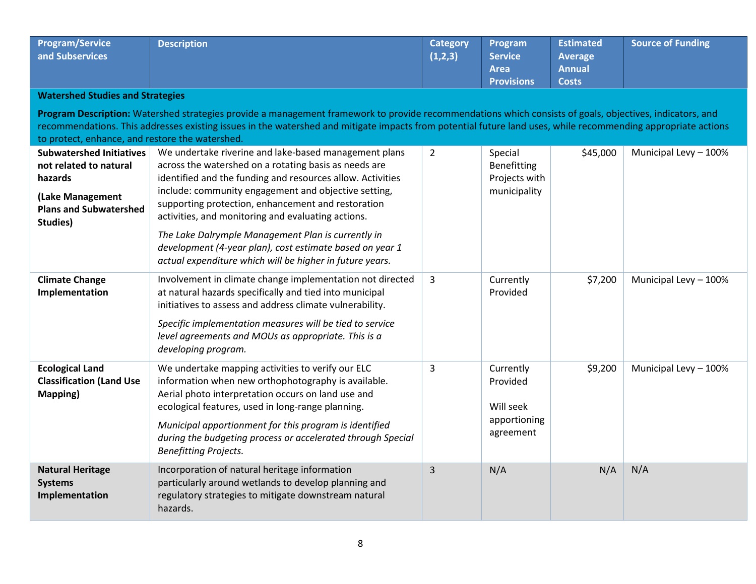| Program/Service and Subservices | Description | Category (1,2,3) | Program Service Area Provisions | Estimated Average Annual Costs | Source of Funding |
|---|---|---|---|---|---|
| **Watershed Studies and Strategies** **Program Description:** Watershed strategies provide a management framework to provide recommendations which consists of goals, objectives, indicators, and recommendations. This addresses existing issues in the watershed and mitigate impacts from potential future land uses, while recommending appropriate actions to protect, enhance, and restore the watershed. | | | | | |
| **Subwatershed Initiatives not related to natural hazards** **(Lake Management Plans and Subwatershed Studies)** | We undertake riverine and lake-based management plans across the watershed on a rotating basis as needs are identified and the funding and resources allow. Activities include: community engagement and objective setting, supporting protection, enhancement and restoration activities, and monitoring and evaluating actions. *The Lake Dalrymple Management Plan is currently in development (4-year plan), cost estimate based on year 1 actual expenditure which will be higher in future years.* | 2 | Special Benefitting Projects with municipality | $45,000 | Municipal Levy – 100% |
| **Climate Change Implementation** | Involvement in climate change implementation not directed at natural hazards specifically and tied into municipal initiatives to assess and address climate vulnerability. *Specific implementation measures will be tied to service level agreements and MOUs as appropriate. This is a developing program.* | 3 | Currently Provided | $7,200 | Municipal Levy – 100% |
| **Ecological Land Classification (Land Use Mapping)** | We undertake mapping activities to verify our ELC information when new orthophotography is available. Aerial photo interpretation occurs on land use and ecological features, used in long-range planning. *Municipal apportionment for this program is identified during the budgeting process or accelerated through Special Benefitting Projects.* | 3 | Currently Provided Will seek apportioning agreement | $9,200 | Municipal Levy – 100% |
| **Natural Heritage Systems Implementation** | Incorporation of natural heritage information particularly around wetlands to develop planning and regulatory strategies to mitigate downstream natural hazards. | 3 | N/A | N/A | N/A |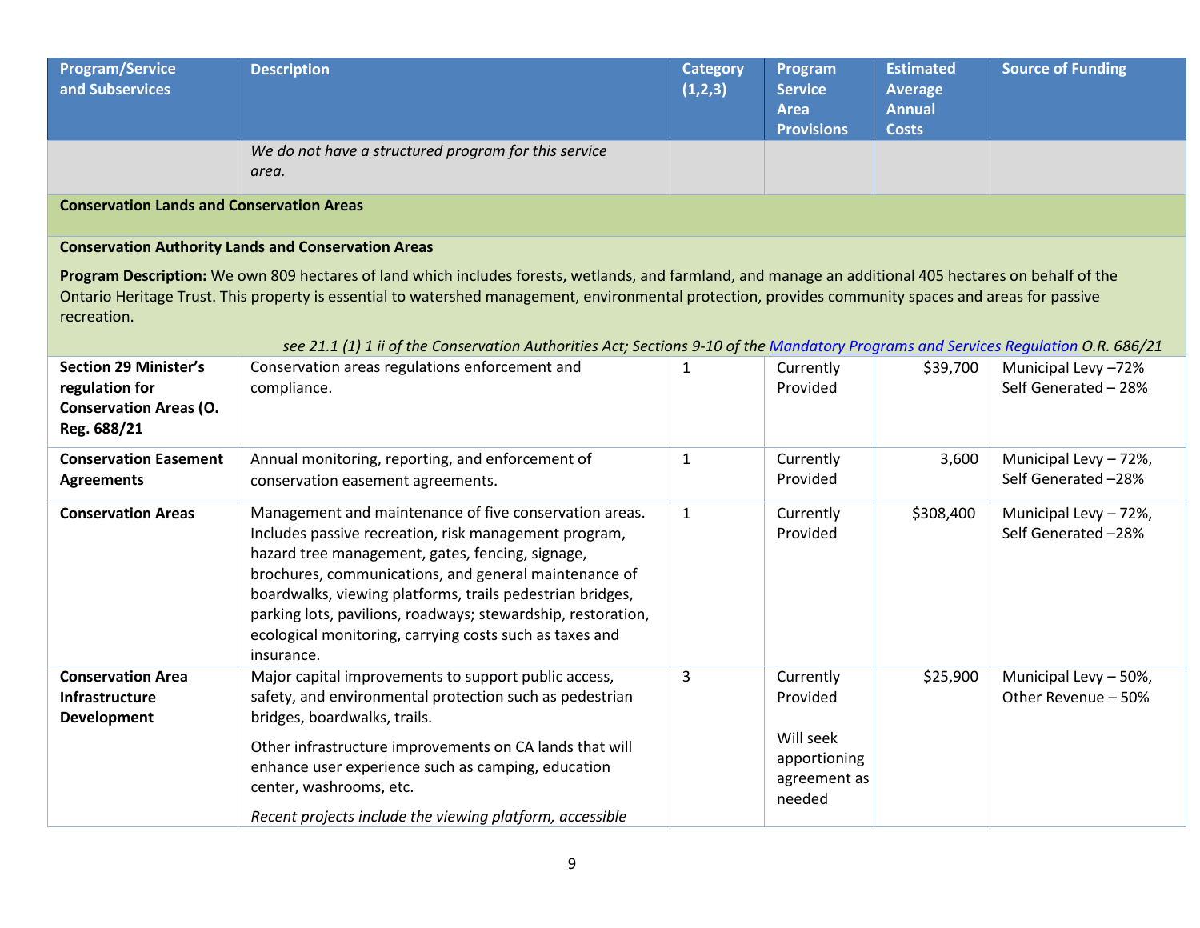| Program/Service and Subservices | Description | Category (1,2,3) | Program Service Area Provisions | Estimated Average Annual Costs | Source of Funding |
|---|---|---|---|---|---|
| | *We do not have a structured program for this service area.* | | | | |
| **Conservation Lands and Conservation Areas** | | | | | |
| **Conservation Authority Lands and Conservation Areas** <br> **Program Description:** We own 809 hectares of land which includes forests, wetlands, and farmland, and manage an additional 405 hectares on behalf of the Ontario Heritage Trust. This property is essential to watershed management, environmental protection, provides community spaces and areas for passive recreation. <br> *see 21.1 (1) 1 ii of the Conservation Authorities Act; Sections 9-10 of the [Mandatory Programs and Services Regulation](#) O.R. 686/21* | | | | | |
| **Section 29 Minister's regulation for Conservation Areas (O. Reg. 688/21** | Conservation areas regulations enforcement and compliance. | 1 | Currently Provided | $39,700 | Municipal Levy –72% Self Generated – 28% |
| **Conservation Easement Agreements** | Annual monitoring, reporting, and enforcement of conservation easement agreements. | 1 | Currently Provided | 3,600 | Municipal Levy – 72%, Self Generated –28% |
| **Conservation Areas** | Management and maintenance of five conservation areas. Includes passive recreation, risk management program, hazard tree management, gates, fencing, signage, brochures, communications, and general maintenance of boardwalks, viewing platforms, trails pedestrian bridges, parking lots, pavilions, roadways; stewardship, restoration, ecological monitoring, carrying costs such as taxes and insurance. | 1 | Currently Provided | $308,400 | Municipal Levy – 72%, Self Generated –28% |
| **Conservation Area Infrastructure Development** | Major capital improvements to support public access, safety, and environmental protection such as pedestrian bridges, boardwalks, trails. <br> Other infrastructure improvements on CA lands that will enhance user experience such as camping, education center, washrooms, etc. <br> *Recent projects include the viewing platform, accessible* | 3 | Currently Provided <br> Will seek apportioning agreement as needed | $25,900 | Municipal Levy – 50%, Other Revenue – 50% |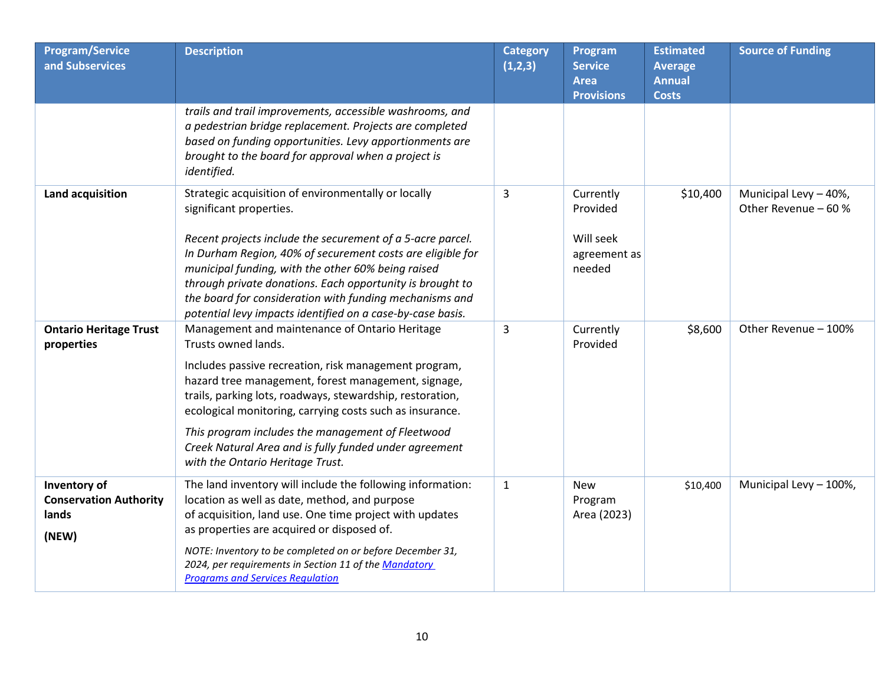| Program/Service and Subservices | Description | Category (1,2,3) | Program Service Area Provisions | Estimated Average Annual Costs | Source of Funding |
|---|---|---|---|---|---|
| | *trails and trail improvements, accessible washrooms, and a pedestrian bridge replacement. Projects are completed based on funding opportunities. Levy apportionments are brought to the board for approval when a project is identified.* | | | | |
| **Land acquisition** | Strategic acquisition of environmentally or locally significant properties.<br><br>*Recent projects include the securement of a 5-acre parcel. In Durham Region, 40% of securement costs are eligible for municipal funding, with the other 60% being raised through private donations. Each opportunity is brought to the board for consideration with funding mechanisms and potential levy impacts identified on a case-by-case basis.* | 3 | Currently Provided<br><br>Will seek agreement as needed | $10,400 | Municipal Levy – 40%, Other Revenue – 60 % |
| **Ontario Heritage Trust properties** | Management and maintenance of Ontario Heritage Trusts owned lands.<br><br>Includes passive recreation, risk management program, hazard tree management, forest management, signage, trails, parking lots, roadways, stewardship, restoration, ecological monitoring, carrying costs such as insurance.<br><br>*This program includes the management of Fleetwood Creek Natural Area and is fully funded under agreement with the Ontario Heritage Trust.* | 3 | Currently Provided | $8,600 | Other Revenue – 100% |
| **Inventory of Conservation Authority lands**<br><br>**(NEW)** | The land inventory will include the following information: location as well as date, method, and purpose of acquisition, land use. One time project with updates as properties are acquired or disposed of.<br><br>*NOTE: Inventory to be completed on or before December 31, 2024, per requirements in Section 11 of the [Mandatory Programs and Services Regulation]()* | 1 | New Program Area (2023) | $10,400 | Municipal Levy – 100%, |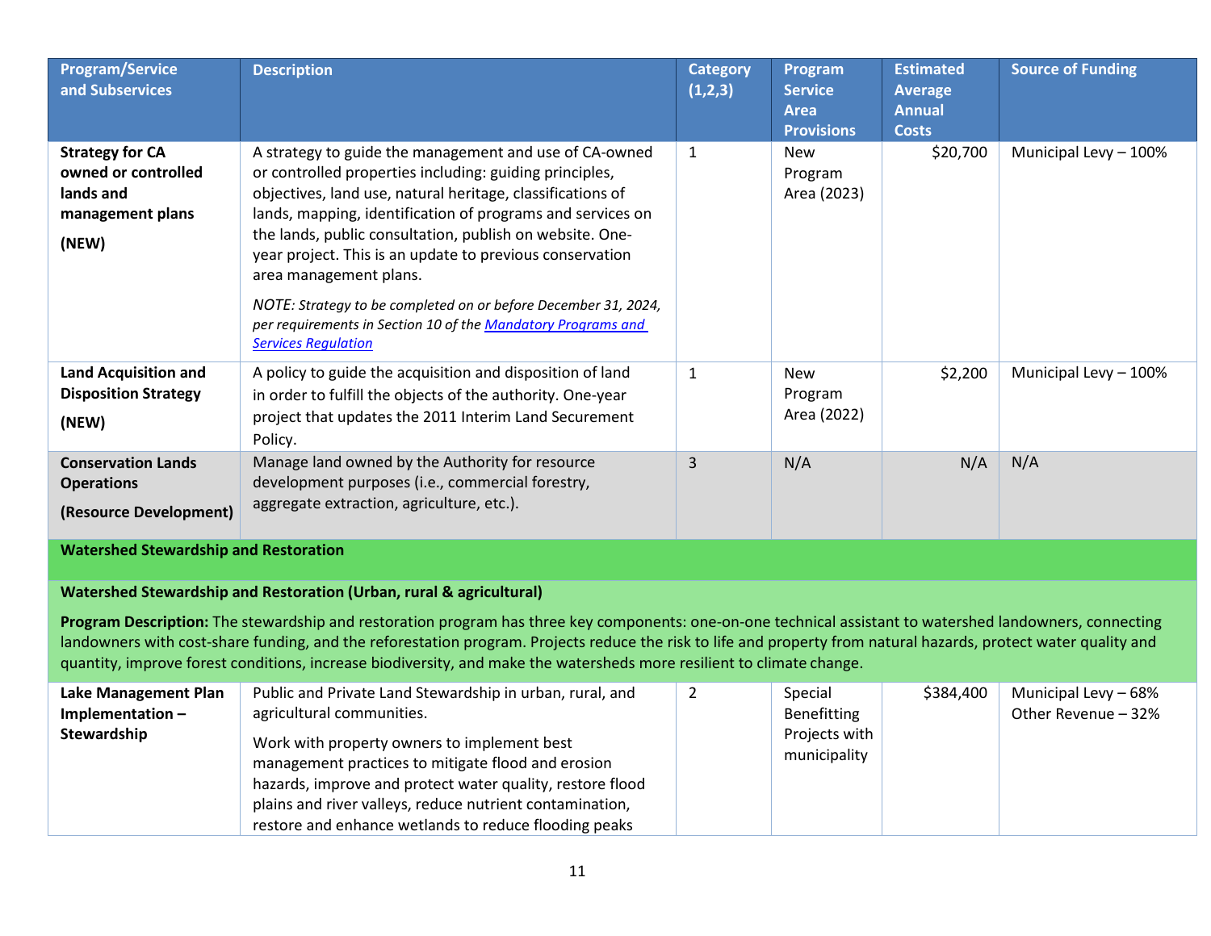| Program/Service and Subservices | Description | Category (1,2,3) | Program Service Area Provisions | Estimated Average Annual Costs | Source of Funding |
|---|---|---|---|---|---|
| **Strategy for CA owned or controlled lands and management plans** **(NEW)** | A strategy to guide the management and use of CA-owned or controlled properties including: guiding principles, objectives, land use, natural heritage, classifications of lands, mapping, identification of programs and services on the lands, public consultation, publish on website. One-year project. This is an update to previous conservation area management plans. *NOTE: Strategy to be completed on or before December 31, 2024, per requirements in Section 10 of the [Mandatory Programs and Services Regulation]()* | 1 | New Program Area (2023) | $20,700 | Municipal Levy – 100% |
| **Land Acquisition and Disposition Strategy** **(NEW)** | A policy to guide the acquisition and disposition of land in order to fulfill the objects of the authority. One-year project that updates the 2011 Interim Land Securement Policy. | 1 | New Program Area (2022) | $2,200 | Municipal Levy – 100% |
| **Conservation Lands Operations** **(Resource Development)** | Manage land owned by the Authority for resource development purposes (i.e., commercial forestry, aggregate extraction, agriculture, etc.). | 3 | N/A | N/A | N/A |
| **Watershed Stewardship and Restoration** | | | | | |
| **Watershed Stewardship and Restoration (Urban, rural & agricultural)** **Program Description:** The stewardship and restoration program has three key components: one-on-one technical assistant to watershed landowners, connecting landowners with cost-share funding, and the reforestation program. Projects reduce the risk to life and property from natural hazards, protect water quality and quantity, improve forest conditions, increase biodiversity, and make the watersheds more resilient to climate change. | | | | | |
| **Lake Management Plan Implementation – Stewardship** | Public and Private Land Stewardship in urban, rural, and agricultural communities. Work with property owners to implement best management practices to mitigate flood and erosion hazards, improve and protect water quality, restore flood plains and river valleys, reduce nutrient contamination, restore and enhance wetlands to reduce flooding peaks | 2 | Special Benefitting Projects with municipality | $384,400 | Municipal Levy – 68% Other Revenue – 32% |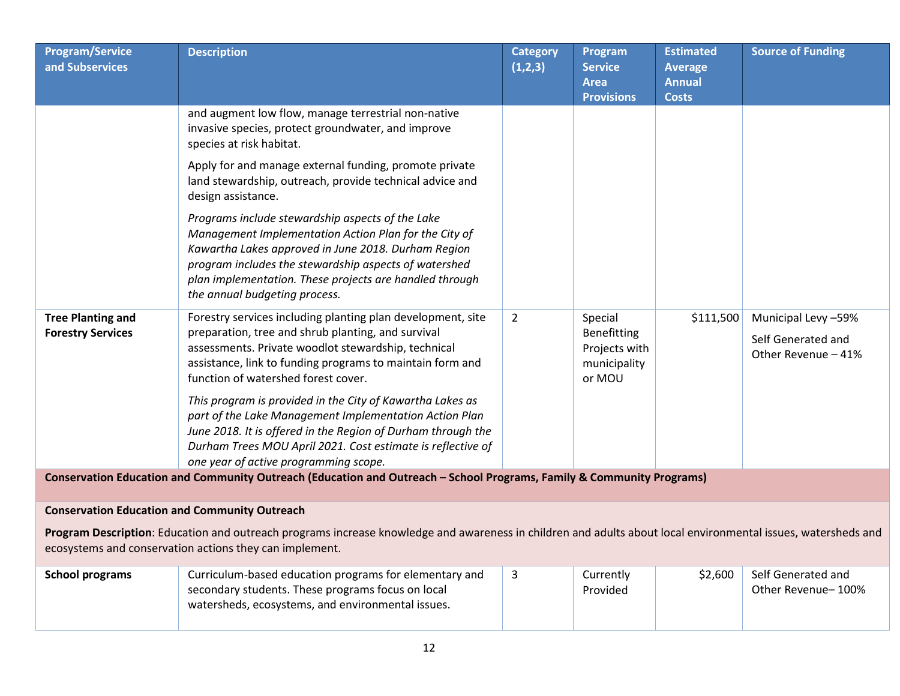| Program/Service and Subservices | Description | Category (1,2,3) | Program Service Area Provisions | Estimated Average Annual Costs | Source of Funding |
|---|---|---|---|---|---|
| | and augment low flow, manage terrestrial non-native invasive species, protect groundwater, and improve species at risk habitat.<br><br>Apply for and manage external funding, promote private land stewardship, outreach, provide technical advice and design assistance.<br><br>*Programs include stewardship aspects of the Lake Management Implementation Action Plan for the City of Kawartha Lakes approved in June 2018. Durham Region program includes the stewardship aspects of watershed plan implementation. These projects are handled through the annual budgeting process.* | | | | |
| **Tree Planting and Forestry Services** | Forestry services including planting plan development, site preparation, tree and shrub planting, and survival assessments. Private woodlot stewardship, technical assistance, link to funding programs to maintain form and function of watershed forest cover.<br><br>*This program is provided in the City of Kawartha Lakes as part of the Lake Management Implementation Action Plan June 2018. It is offered in the Region of Durham through the Durham Trees MOU April 2021. Cost estimate is reflective of one year of active programming scope.* | 2 | Special Benefitting Projects with municipality or MOU | $111,500 | Municipal Levy –59%<br><br>Self Generated and Other Revenue – 41% |
| **Conservation Education and Community Outreach (Education and Outreach – School Programs, Family & Community Programs)** | | | | | |
| **Conservation Education and Community Outreach**<br><br>**Program Description**: Education and outreach programs increase knowledge and awareness in children and adults about local environmental issues, watersheds and ecosystems and conservation actions they can implement. | | | | | |
| **School programs** | Curriculum-based education programs for elementary and secondary students. These programs focus on local watersheds, ecosystems, and environmental issues. | 3 | Currently Provided | $2,600 | Self Generated and Other Revenue– 100% |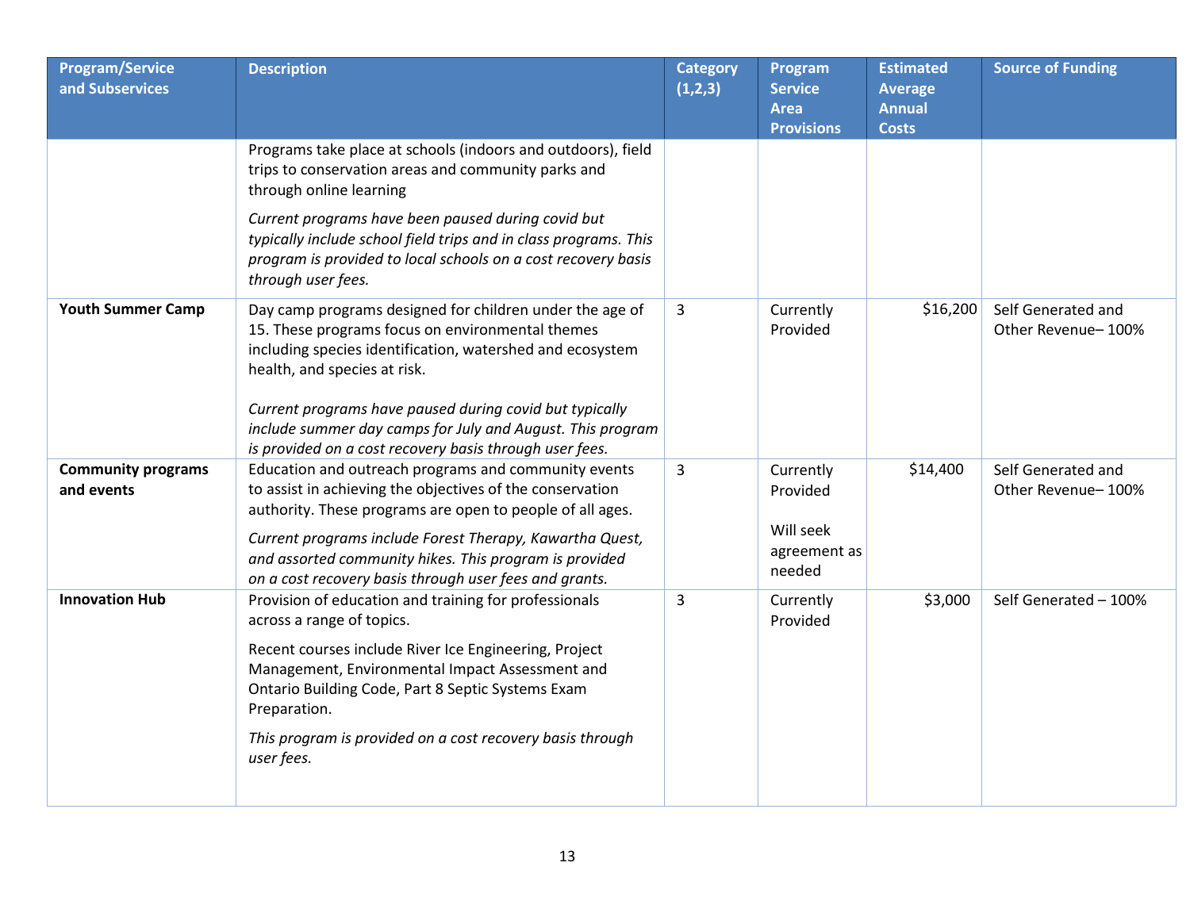| Program/Service and Subservices | Description | Category (1,2,3) | Program Service Area Provisions | Estimated Average Annual Costs | Source of Funding |
|---|---|---|---|---|---|
| | Programs take place at schools (indoors and outdoors), field trips to conservation areas and community parks and through online learning<br><br>*Current programs have been paused during covid but typically include school field trips and in class programs. This program is provided to local schools on a cost recovery basis through user fees.* | | | | |
| **Youth Summer Camp** | Day camp programs designed for children under the age of 15. These programs focus on environmental themes including species identification, watershed and ecosystem health, and species at risk.<br><br>*Current programs have paused during covid but typically include summer day camps for July and August. This program is provided on a cost recovery basis through user fees.* | 3 | Currently Provided | $16,200 | Self Generated and Other Revenue– 100% |
| **Community programs and events** | Education and outreach programs and community events to assist in achieving the objectives of the conservation authority. These programs are open to people of all ages.<br><br>*Current programs include Forest Therapy, Kawartha Quest, and assorted community hikes. This program is provided on a cost recovery basis through user fees and grants.* | 3 | Currently Provided<br><br>Will seek agreement as needed | $14,400 | Self Generated and Other Revenue– 100% |
| **Innovation Hub** | Provision of education and training for professionals across a range of topics.<br><br>Recent courses include River Ice Engineering, Project Management, Environmental Impact Assessment and Ontario Building Code, Part 8 Septic Systems Exam Preparation.<br><br>*This program is provided on a cost recovery basis through user fees.* | 3 | Currently Provided | $3,000 | Self Generated – 100% |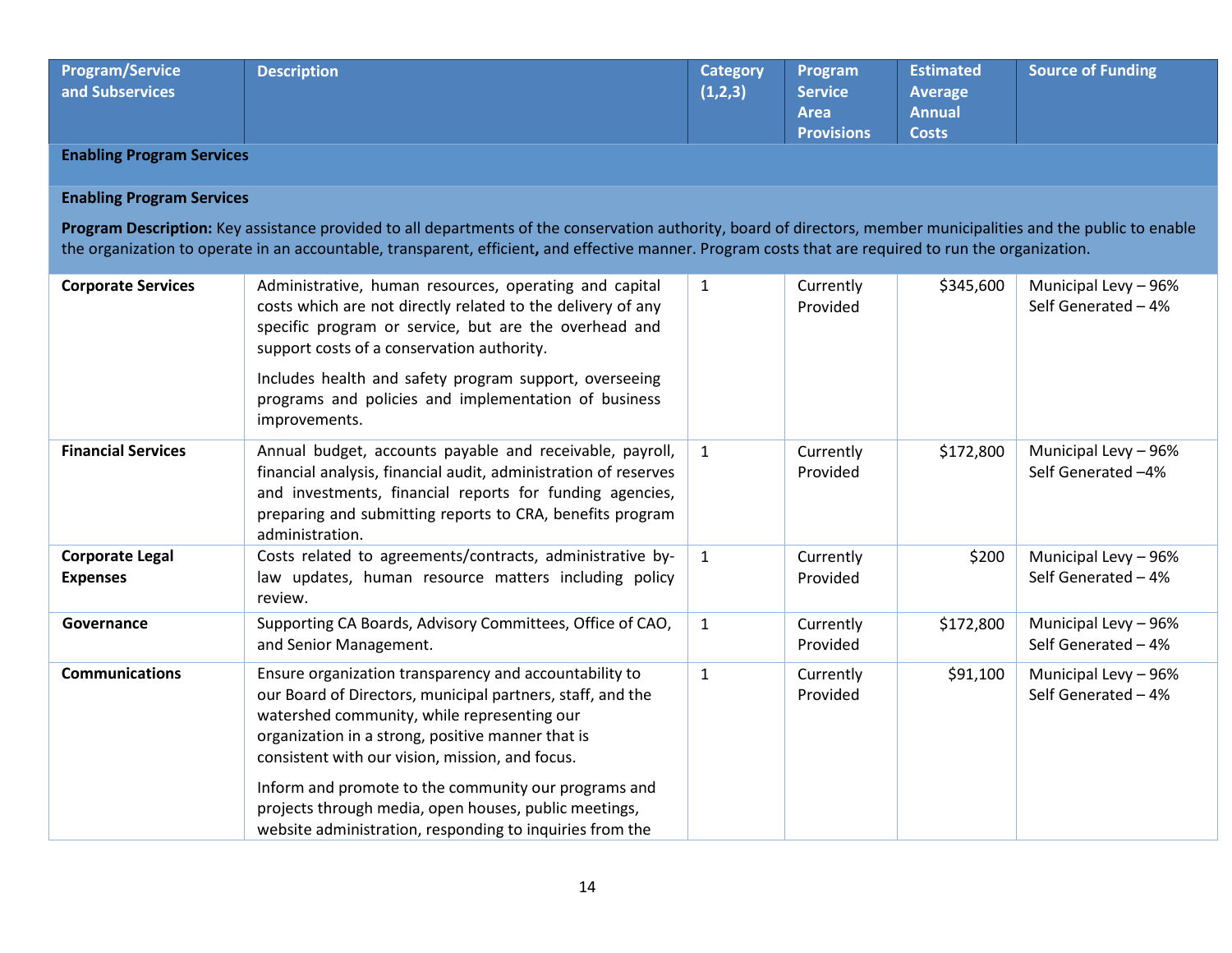| Program/Service and Subservices | Description | Category (1,2,3) | Program Service Area Provisions | Estimated Average Annual Costs | Source of Funding |
|---|---|---|---|---|---|
| **Enabling Program Services** | | | | | |
| **Enabling Program Services**<br><br>**Program Description:** Key assistance provided to all departments of the conservation authority, board of directors, member municipalities and the public to enable the organization to operate in an accountable, transparent, efficient**,** and effective manner. Program costs that are required to run the organization. | | | | | |
| **Corporate Services** | Administrative, human resources, operating and capital costs which are not directly related to the delivery of any specific program or service, but are the overhead and support costs of a conservation authority.<br><br>Includes health and safety program support, overseeing programs and policies and implementation of business improvements. | 1 | Currently Provided | $345,600 | Municipal Levy – 96%<br>Self Generated – 4% |
| **Financial Services** | Annual budget, accounts payable and receivable, payroll, financial analysis, financial audit, administration of reserves and investments, financial reports for funding agencies, preparing and submitting reports to CRA, benefits program administration. | 1 | Currently Provided | $172,800 | Municipal Levy – 96%<br>Self Generated –4% |
| **Corporate Legal Expenses** | Costs related to agreements/contracts, administrative by-law updates, human resource matters including policy review. | 1 | Currently Provided | $200 | Municipal Levy – 96%<br>Self Generated – 4% |
| **Governance** | Supporting CA Boards, Advisory Committees, Office of CAO, and Senior Management. | 1 | Currently Provided | $172,800 | Municipal Levy – 96%<br>Self Generated – 4% |
| **Communications** | Ensure organization transparency and accountability to our Board of Directors, municipal partners, staff, and the watershed community, while representing our organization in a strong, positive manner that is consistent with our vision, mission, and focus.<br><br>Inform and promote to the community our programs and projects through media, open houses, public meetings, website administration, responding to inquiries from the | 1 | Currently Provided | $91,100 | Municipal Levy – 96%<br>Self Generated – 4% |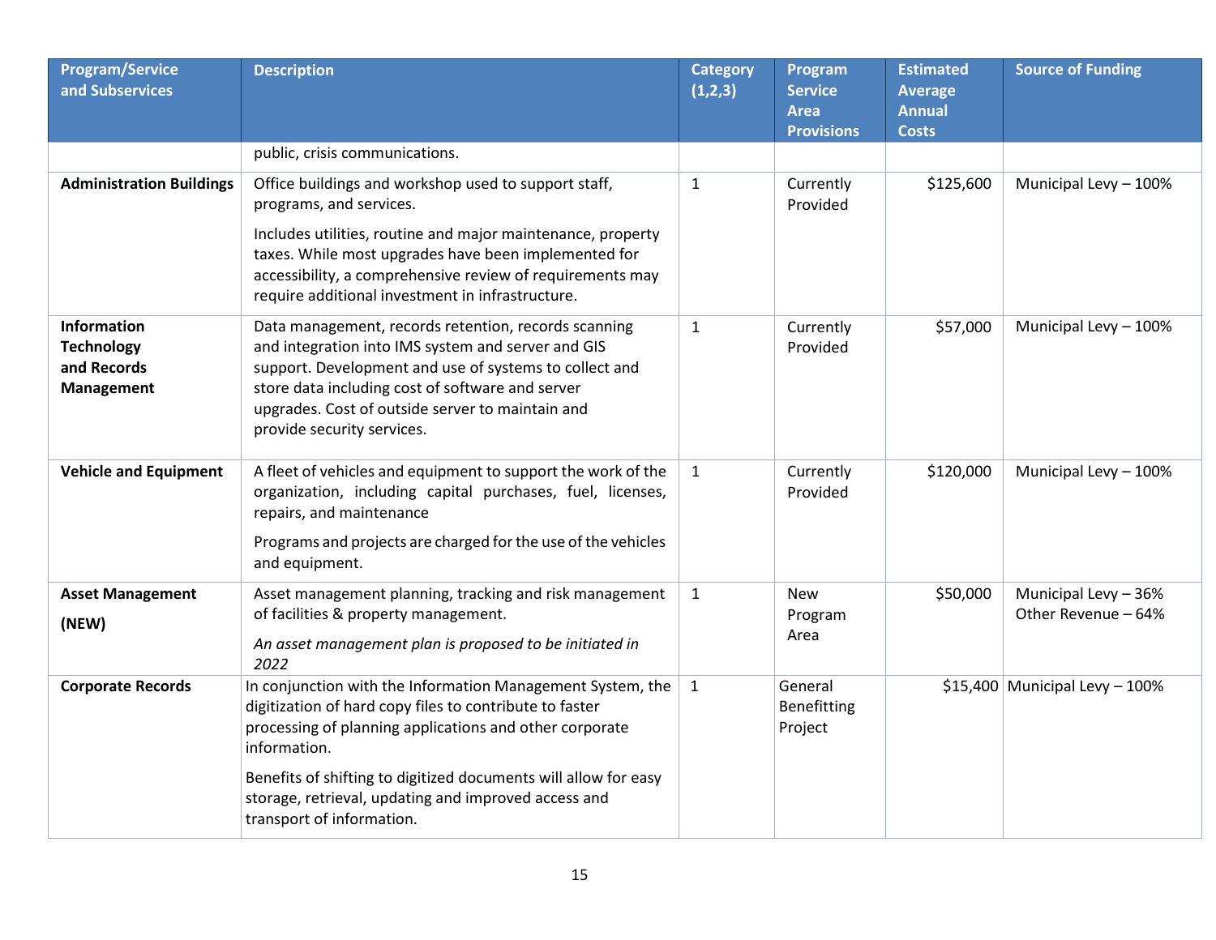| Program/Service and Subservices | Description | Category (1,2,3) | Program Service Area Provisions | Estimated Average Annual Costs | Source of Funding |
|---|---|---|---|---|---|
| | public, crisis communications. | | | | |
| **Administration Buildings** | Office buildings and workshop used to support staff, programs, and services. Includes utilities, routine and major maintenance, property taxes. While most upgrades have been implemented for accessibility, a comprehensive review of requirements may require additional investment in infrastructure. | 1 | Currently Provided | $125,600 | Municipal Levy – 100% |
| **Information Technology and Records Management** | Data management, records retention, records scanning and integration into IMS system and server and GIS support. Development and use of systems to collect and store data including cost of software and server upgrades. Cost of outside server to maintain and provide security services. | 1 | Currently Provided | $57,000 | Municipal Levy – 100% |
| **Vehicle and Equipment** | A fleet of vehicles and equipment to support the work of the organization, including capital purchases, fuel, licenses, repairs, and maintenance. Programs and projects are charged for the use of the vehicles and equipment. | 1 | Currently Provided | $120,000 | Municipal Levy – 100% |
| **Asset Management (NEW)** | Asset management planning, tracking and risk management of facilities & property management. *An asset management plan is proposed to be initiated in 2022* | 1 | New Program Area | $50,000 | Municipal Levy – 36% Other Revenue – 64% |
| **Corporate Records** | In conjunction with the Information Management System, the digitization of hard copy files to contribute to faster processing of planning applications and other corporate information. Benefits of shifting to digitized documents will allow for easy storage, retrieval, updating and improved access and transport of information. | 1 | General Benefitting Project | $15,400 | Municipal Levy – 100% |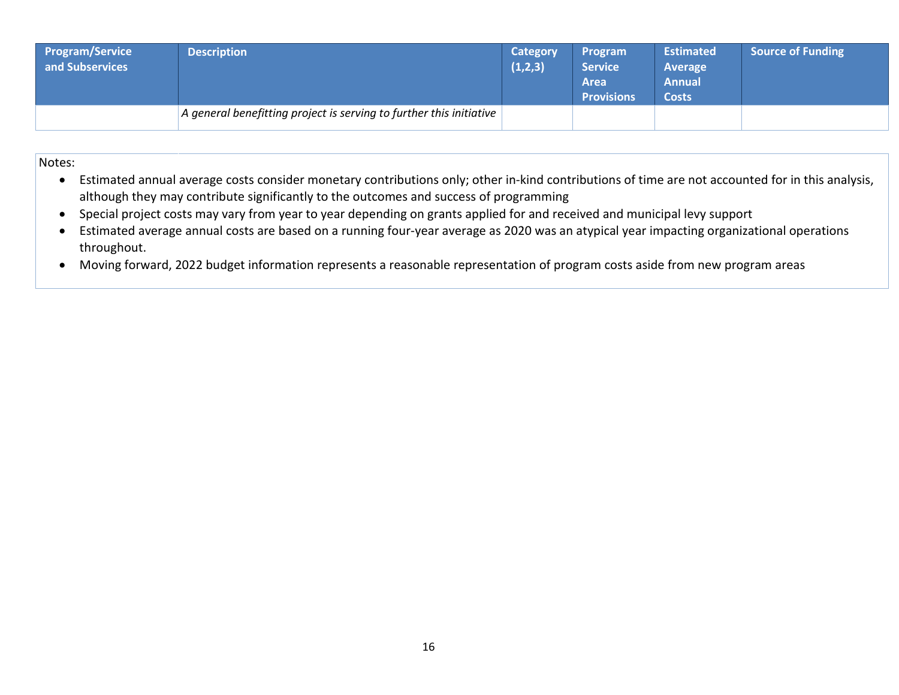| Program/Service and Subservices | Description | Category (1,2,3) | Program Service Area Provisions | Estimated Average Annual Costs | Source of Funding |
|---|---|---|---|---|---|
| | *A general benefitting project is serving to further this initiative* | | | | |

Notes:

- Estimated annual average costs consider monetary contributions only; other in-kind contributions of time are not accounted for in this analysis, although they may contribute significantly to the outcomes and success of programming
- Special project costs may vary from year to year depending on grants applied for and received and municipal levy support
- Estimated average annual costs are based on a running four-year average as 2020 was an atypical year impacting organizational operations throughout.
- Moving forward, 2022 budget information represents a reasonable representation of program costs aside from new program areas